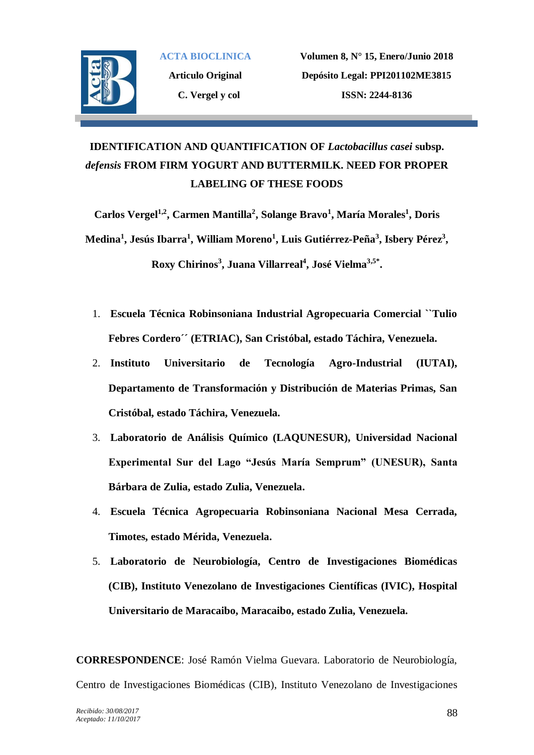# IDENTIFICATION AND QUANTIFICATION OF *Lactobacillus casei* subsp. *defensis* FROM FIRM YOGURT AND BUTTERMILK. NEED FOR PROPER LABELING OF THESE FOODS

**Carlos Vergel[1,2], Carmen Mantilla[2], Solange Bravo[1], María Morales[1], Doris Medina[1], Jesús Ibarra[1], William Moreno[1], Luis Gutiérrez-Peña[3], Isbery Pérez[3], Roxy Chirinos[3], Juana Villarreal[4], José Vielma[3,5*].**

1. **Escuela Técnica Robinsoniana Industrial Agropecuaria Comercial ``Tulio Febres Cordero´´ (ETRIAC), San Cristóbal, estado Táchira, Venezuela.**
2. **Instituto Universitario de Tecnología Agro-Industrial (IUTAI), Departamento de Transformación y Distribución de Materias Primas, San Cristóbal, estado Táchira, Venezuela.**
3. **Laboratorio de Análisis Químico (LAQUNESUR), Universidad Nacional Experimental Sur del Lago "Jesús María Semprum" (UNESUR), Santa Bárbara de Zulia, estado Zulia, Venezuela.**
4. **Escuela Técnica Agropecuaria Robinsoniana Nacional Mesa Cerrada, Timotes, estado Mérida, Venezuela.**
5. **Laboratorio de Neurobiología, Centro de Investigaciones Biomédicas (CIB), Instituto Venezolano de Investigaciones Científicas (IVIC), Hospital Universitario de Maracaibo, Maracaibo, estado Zulia, Venezuela.**

**CORRESPONDENCE**: José Ramón Vielma Guevara. Laboratorio de Neurobiología, Centro de Investigaciones Biomédicas (CIB), Instituto Venezolano de Investigaciones

*Recibido: 30/08/2017*
*Aceptado: 11/10/2017*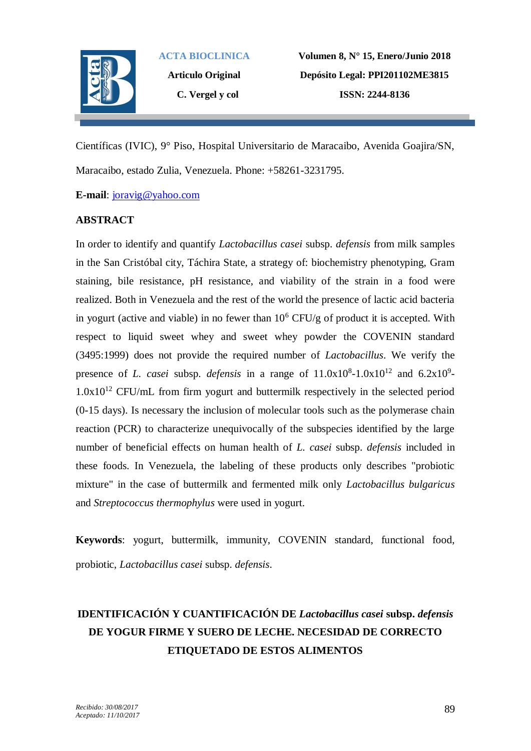Científicas (IVIC), 9° Piso, Hospital Universitario de Maracaibo, Avenida Goajira/SN, Maracaibo, estado Zulia, Venezuela. Phone: +58261-3231795.

**E-mail**: joravig@yahoo.com

## ABSTRACT

In order to identify and quantify *Lactobacillus casei* subsp. *defensis* from milk samples in the San Cristóbal city, Táchira State, a strategy of: biochemistry phenotyping, Gram staining, bile resistance, pH resistance, and viability of the strain in a food were realized. Both in Venezuela and the rest of the world the presence of lactic acid bacteria in yogurt (active and viable) in no fewer than $10^6$ CFU/g of product it is accepted. With respect to liquid sweet whey and sweet whey powder the COVENIN standard (3495:1999) does not provide the required number of *Lactobacillus*. We verify the presence of *L. casei* subsp. *defensis* in a range of $11.0\text{x}10^8$-$1.0\text{x}10^{12}$ and $6.2\text{x}10^9$-$1.0\text{x}10^{12}$ CFU/mL from firm yogurt and buttermilk respectively in the selected period (0-15 days). Is necessary the inclusion of molecular tools such as the polymerase chain reaction (PCR) to characterize unequivocally of the subspecies identified by the large number of beneficial effects on human health of *L. casei* subsp. *defensis* included in these foods. In Venezuela, the labeling of these products only describes "probiotic mixture" in the case of buttermilk and fermented milk only *Lactobacillus bulgaricus* and *Streptococcus thermophylus* were used in yogurt.

**Keywords**: yogurt, buttermilk, immunity, COVENIN standard, functional food, probiotic, *Lactobacillus casei* subsp. *defensis*.

## IDENTIFICACIÓN Y CUANTIFICACIÓN DE *Lactobacillus casei* subsp. *defensis* DE YOGUR FIRME Y SUERO DE LECHE. NECESIDAD DE CORRECTO ETIQUETADO DE ESTOS ALIMENTOS

*Recibido: 30/08/2017*
*Aceptado: 11/10/2017*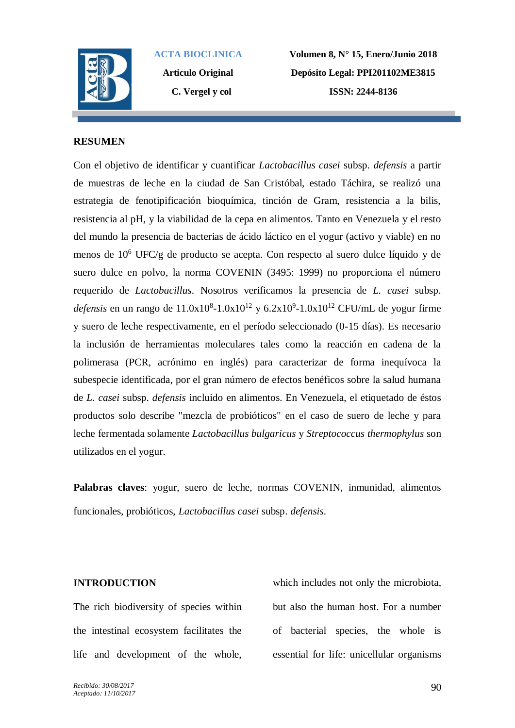## RESUMEN

Con el objetivo de identificar y cuantificar *Lactobacillus casei* subsp. *defensis* a partir de muestras de leche en la ciudad de San Cristóbal, estado Táchira, se realizó una estrategia de fenotipificación bioquímica, tinción de Gram, resistencia a la bilis, resistencia al pH, y la viabilidad de la cepa en alimentos. Tanto en Venezuela y el resto del mundo la presencia de bacterias de ácido láctico en el yogur (activo y viable) en no menos de $10^6$ UFC/g de producto se acepta. Con respecto al suero dulce líquido y de suero dulce en polvo, la norma COVENIN (3495: 1999) no proporciona el número requerido de *Lactobacillus*. Nosotros verificamos la presencia de *L. casei* subsp. *defensis* en un rango de $11.0x10^8$-$1.0x10^{12}$ y $6.2x10^9$-$1.0x10^{12}$ CFU/mL de yogur firme y suero de leche respectivamente, en el período seleccionado (0-15 días). Es necesario la inclusión de herramientas moleculares tales como la reacción en cadena de la polimerasa (PCR, acrónimo en inglés) para caracterizar de forma inequívoca la subespecie identificada, por el gran número de efectos benéficos sobre la salud humana de *L. casei* subsp. *defensis* incluido en alimentos. En Venezuela, el etiquetado de éstos productos solo describe "mezcla de probióticos" en el caso de suero de leche y para leche fermentada solamente *Lactobacillus bulgaricus* y *Streptococcus thermophylus* son utilizados en el yogur.

**Palabras claves**: yogur, suero de leche, normas COVENIN, inmunidad, alimentos funcionales, probióticos, *Lactobacillus casei* subsp. *defensis*.

## INTRODUCTION

The rich biodiversity of species within the intestinal ecosystem facilitates the life and development of the whole, which includes not only the microbiota, but also the human host. For a number of bacterial species, the whole is essential for life: unicellular organisms

*Recibido: 30/08/2017*
*Aceptado: 11/10/2017*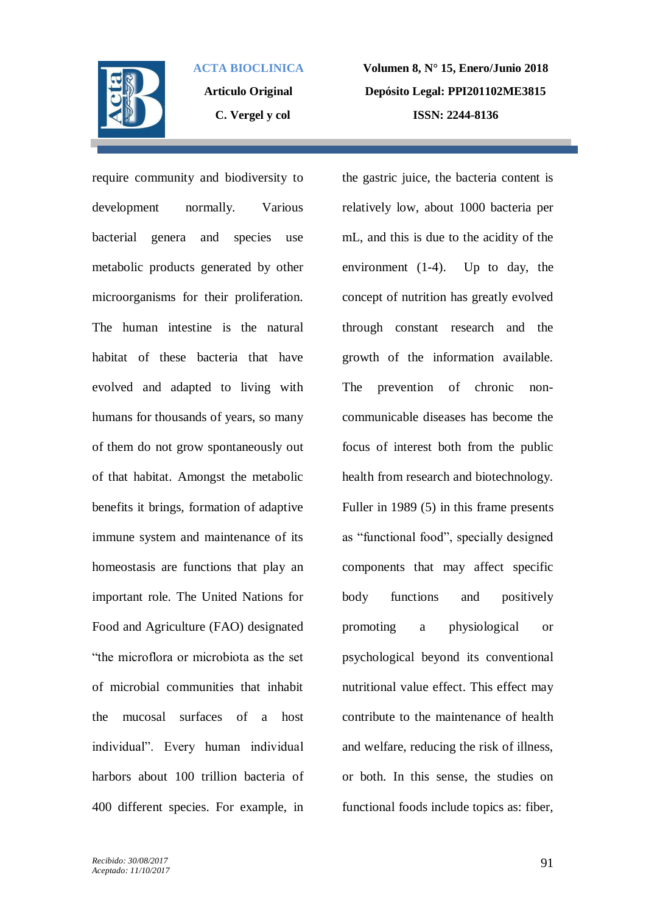require community and biodiversity to development normally. Various bacterial genera and species use metabolic products generated by other microorganisms for their proliferation. The human intestine is the natural habitat of these bacteria that have evolved and adapted to living with humans for thousands of years, so many of them do not grow spontaneously out of that habitat. Amongst the metabolic benefits it brings, formation of adaptive immune system and maintenance of its homeostasis are functions that play an important role. The United Nations for Food and Agriculture (FAO) designated "the microflora or microbiota as the set of microbial communities that inhabit the mucosal surfaces of a host individual". Every human individual harbors about 100 trillion bacteria of 400 different species. For example, in the gastric juice, the bacteria content is relatively low, about 1000 bacteria per mL, and this is due to the acidity of the environment (1-4). Up to day, the concept of nutrition has greatly evolved through constant research and the growth of the information available. The prevention of chronic non-communicable diseases has become the focus of interest both from the public health from research and biotechnology. Fuller in 1989 (5) in this frame presents as "functional food", specially designed components that may affect specific body functions and positively promoting a physiological or psychological beyond its conventional nutritional value effect. This effect may contribute to the maintenance of health and welfare, reducing the risk of illness, or both. In this sense, the studies on functional foods include topics as: fiber,

*Recibido: 30/08/2017*
*Aceptado: 11/10/2017*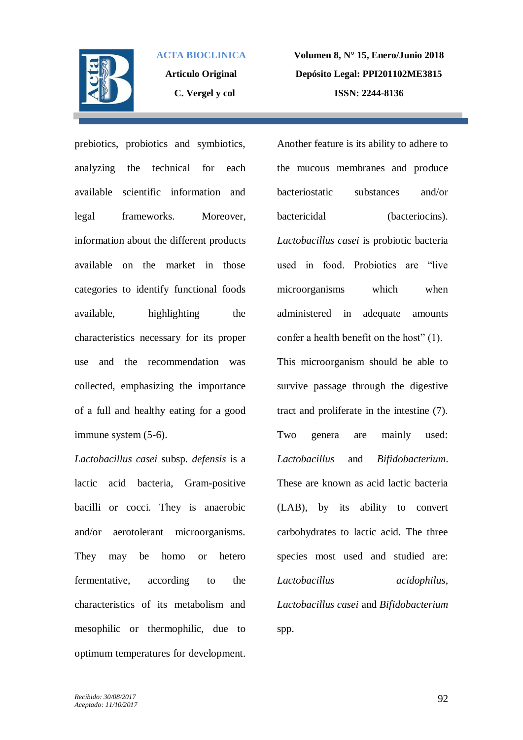prebiotics, probiotics and symbiotics, analyzing the technical for each available scientific information and legal frameworks. Moreover, information about the different products available on the market in those categories to identify functional foods available, highlighting the characteristics necessary for its proper use and the recommendation was collected, emphasizing the importance of a full and healthy eating for a good immune system (5-6).

*Lactobacillus casei* subsp. *defensis* is a lactic acid bacteria, Gram-positive bacilli or cocci. They is anaerobic and/or aerotolerant microorganisms. They may be homo or hetero fermentative, according to the characteristics of its metabolism and mesophilic or thermophilic, due to optimum temperatures for development.

Another feature is its ability to adhere to the mucous membranes and produce bacteriostatic substances and/or bactericidal (bacteriocins). *Lactobacillus casei* is probiotic bacteria used in food. Probiotics are "live microorganisms which when administered in adequate amounts confer a health benefit on the host" (1). This microorganism should be able to survive passage through the digestive tract and proliferate in the intestine (7). Two genera are mainly used: *Lactobacillus* and *Bifidobacterium*. These are known as acid lactic bacteria (LAB), by its ability to convert carbohydrates to lactic acid. The three species most used and studied are: *Lactobacillus acidophilus*, *Lactobacillus casei* and *Bifidobacterium* spp.

*Recibido: 30/08/2017*
*Aceptado: 11/10/2017*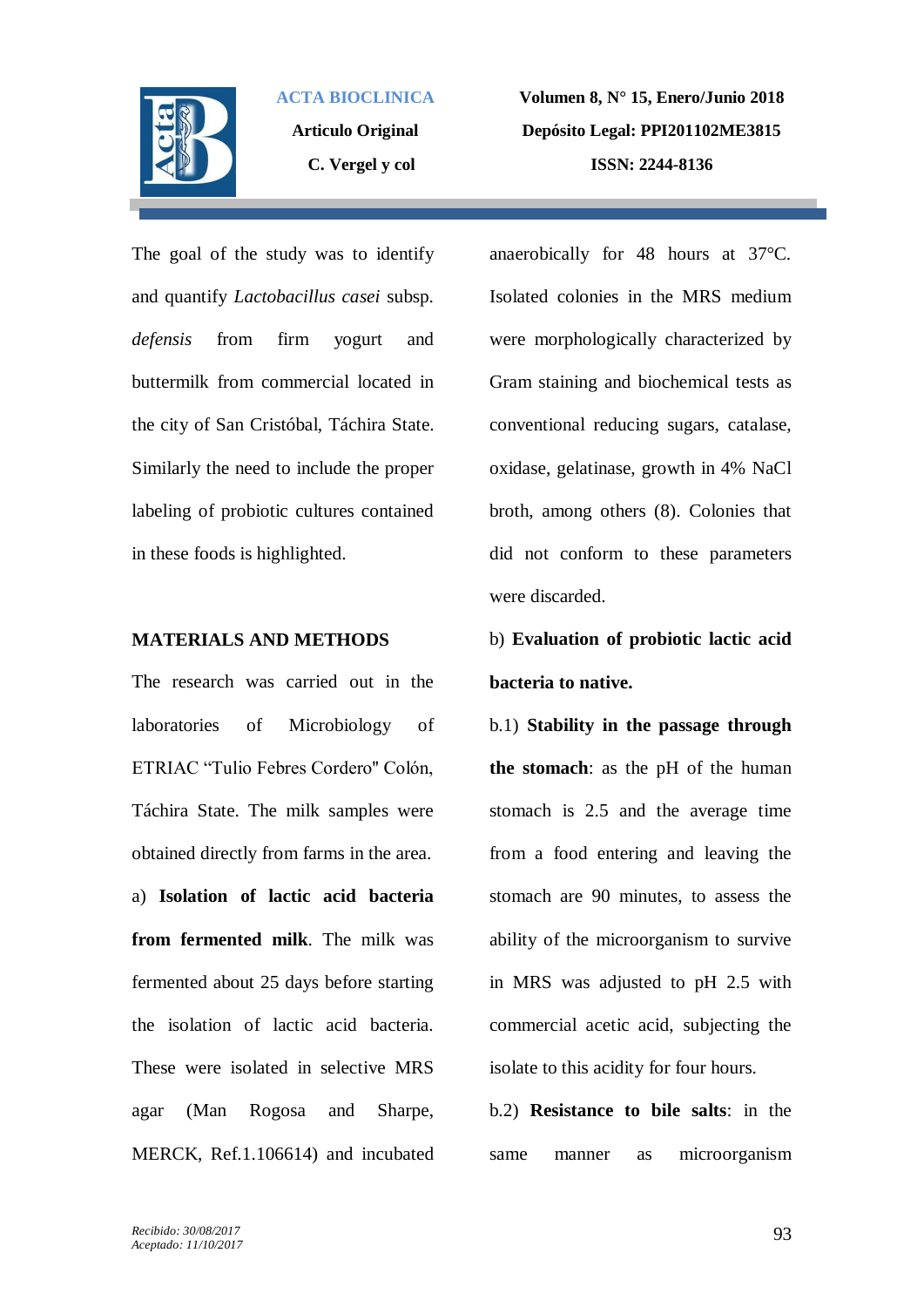The goal of the study was to identify and quantify *Lactobacillus casei* subsp. *defensis* from firm yogurt and buttermilk from commercial located in the city of San Cristóbal, Táchira State. Similarly the need to include the proper labeling of probiotic cultures contained in these foods is highlighted.

## MATERIALS AND METHODS

The research was carried out in the laboratories of Microbiology of ETRIAC "Tulio Febres Cordero" Colón, Táchira State. The milk samples were obtained directly from farms in the area.

a) **Isolation of lactic acid bacteria from fermented milk**. The milk was fermented about 25 days before starting the isolation of lactic acid bacteria. These were isolated in selective MRS agar (Man Rogosa and Sharpe, MERCK, Ref.1.106614) and incubated anaerobically for 48 hours at 37°C. Isolated colonies in the MRS medium were morphologically characterized by Gram staining and biochemical tests as conventional reducing sugars, catalase, oxidase, gelatinase, growth in 4% NaCl broth, among others (8). Colonies that did not conform to these parameters were discarded.

b) **Evaluation of probiotic lactic acid bacteria to native.**

b.1) **Stability in the passage through the stomach**: as the pH of the human stomach is 2.5 and the average time from a food entering and leaving the stomach are 90 minutes, to assess the ability of the microorganism to survive in MRS was adjusted to pH 2.5 with commercial acetic acid, subjecting the isolate to this acidity for four hours.

b.2) **Resistance to bile salts**: in the same manner as microorganism

*Recibido: 30/08/2017*
*Aceptado: 11/10/2017*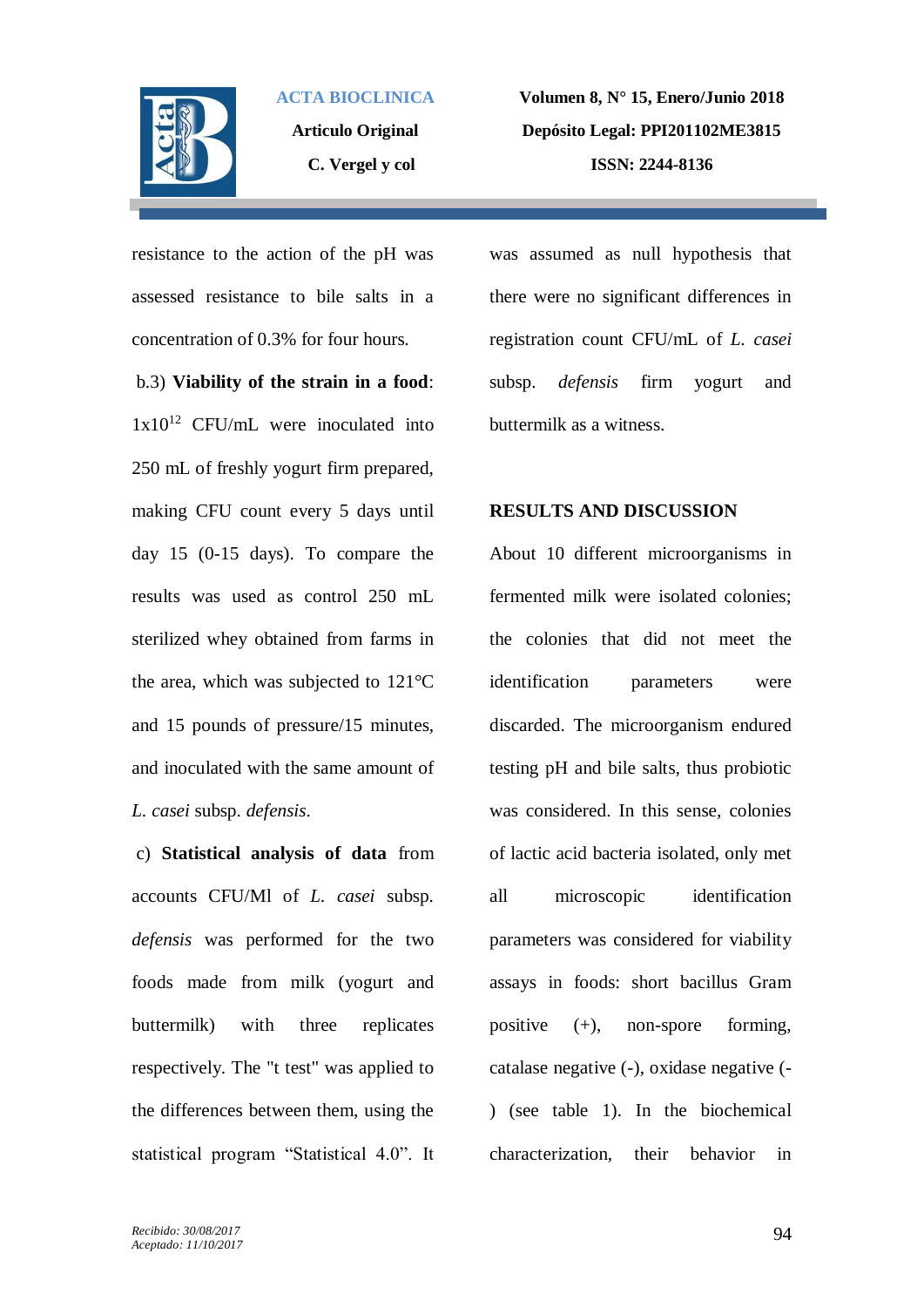resistance to the action of the pH was assessed resistance to bile salts in a concentration of 0.3% for four hours.

b.3) **Viability of the strain in a food**: $1x10^{12}$ CFU/mL were inoculated into 250 mL of freshly yogurt firm prepared, making CFU count every 5 days until day 15 (0-15 days). To compare the results was used as control 250 mL sterilized whey obtained from farms in the area, which was subjected to 121°C and 15 pounds of pressure/15 minutes, and inoculated with the same amount of *L. casei* subsp. *defensis*.

c) **Statistical analysis of data** from accounts CFU/Ml of *L. casei* subsp. *defensis* was performed for the two foods made from milk (yogurt and buttermilk) with three replicates respectively. The "t test" was applied to the differences between them, using the statistical program "Statistical 4.0". It was assumed as null hypothesis that there were no significant differences in registration count CFU/mL of *L. casei* subsp. *defensis* firm yogurt and buttermilk as a witness.

## RESULTS AND DISCUSSION

About 10 different microorganisms in fermented milk were isolated colonies; the colonies that did not meet the identification parameters were discarded. The microorganism endured testing pH and bile salts, thus probiotic was considered. In this sense, colonies of lactic acid bacteria isolated, only met all microscopic identification parameters was considered for viability assays in foods: short bacillus Gram positive (+), non-spore forming, catalase negative (-), oxidase negative (-) (see table 1). In the biochemical characterization, their behavior in

*Recibido: 30/08/2017*
*Aceptado: 11/10/2017*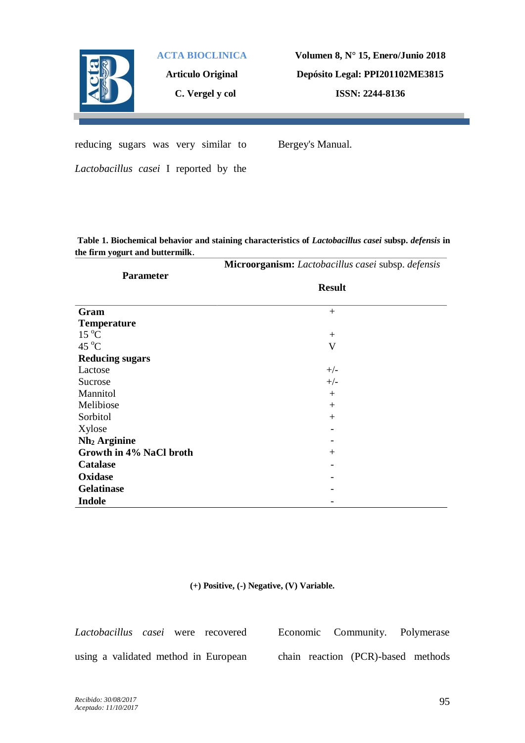reducing sugars was very similar to *Lactobacillus casei* I reported by the Bergey's Manual.

**Table 1. Biochemical behavior and staining characteristics of *Lactobacillus casei* subsp. *defensis* in the firm yogurt and buttermilk**.

| Parameter | **Microorganism:** *Lactobacillus casei* subsp. *defensis* |
|---|---|
| | **Result** |
| **Gram** | + |
| **Temperature** | |
| 15 °C | + |
| 45 °C | V |
| **Reducing sugars** | |
| Lactose | +/- |
| Sucrose | +/- |
| Mannitol | + |
| Melibiose | + |
| Sorbitol | + |
| Xylose | - |
| **$Nh_2$ Arginine** | - |
| **Growth in 4% NaCl broth** | + |
| **Catalase** | - |
| **Oxidase** | - |
| **Gelatinase** | - |
| **Indole** | - |

**(+) Positive, (-) Negative, (V) Variable.**

*Lactobacillus casei* were recovered using a validated method in European Economic Community. Polymerase chain reaction (PCR)-based methods

*Recibido: 30/08/2017*
*Aceptado: 11/10/2017*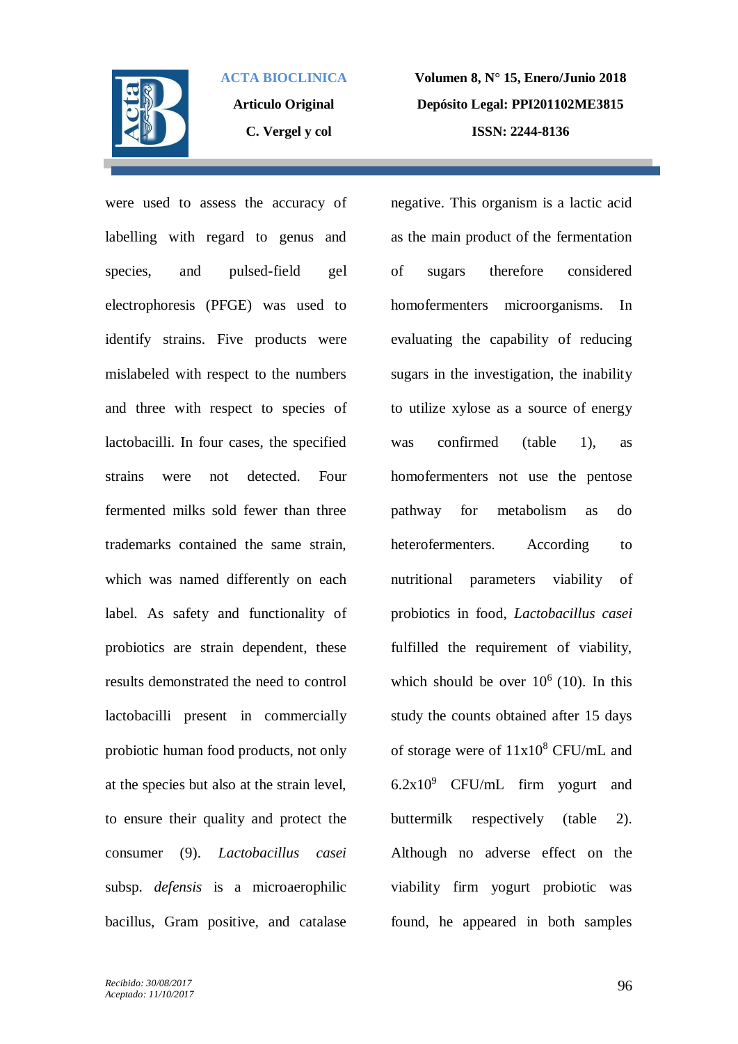were used to assess the accuracy of labelling with regard to genus and species, and pulsed-field gel electrophoresis (PFGE) was used to identify strains. Five products were mislabeled with respect to the numbers and three with respect to species of lactobacilli. In four cases, the specified strains were not detected. Four fermented milks sold fewer than three trademarks contained the same strain, which was named differently on each label. As safety and functionality of probiotics are strain dependent, these results demonstrated the need to control lactobacilli present in commercially probiotic human food products, not only at the species but also at the strain level, to ensure their quality and protect the consumer (9). *Lactobacillus casei* subsp. *defensis* is a microaerophilic bacillus, Gram positive, and catalase negative. This organism is a lactic acid as the main product of the fermentation of sugars therefore considered homofermenters microorganisms. In evaluating the capability of reducing sugars in the investigation, the inability to utilize xylose as a source of energy was confirmed (table 1), as homofermenters not use the pentose pathway for metabolism as do heterofermenters. According to nutritional parameters viability of probiotics in food, *Lactobacillus casei* fulfilled the requirement of viability, which should be over $10^6$ (10). In this study the counts obtained after 15 days of storage were of $11x10^8$ CFU/mL and $6.2x10^9$ CFU/mL firm yogurt and buttermilk respectively (table 2). Although no adverse effect on the viability firm yogurt probiotic was found, he appeared in both samples

Recibido: 30/08/2017
Aceptado: 11/10/2017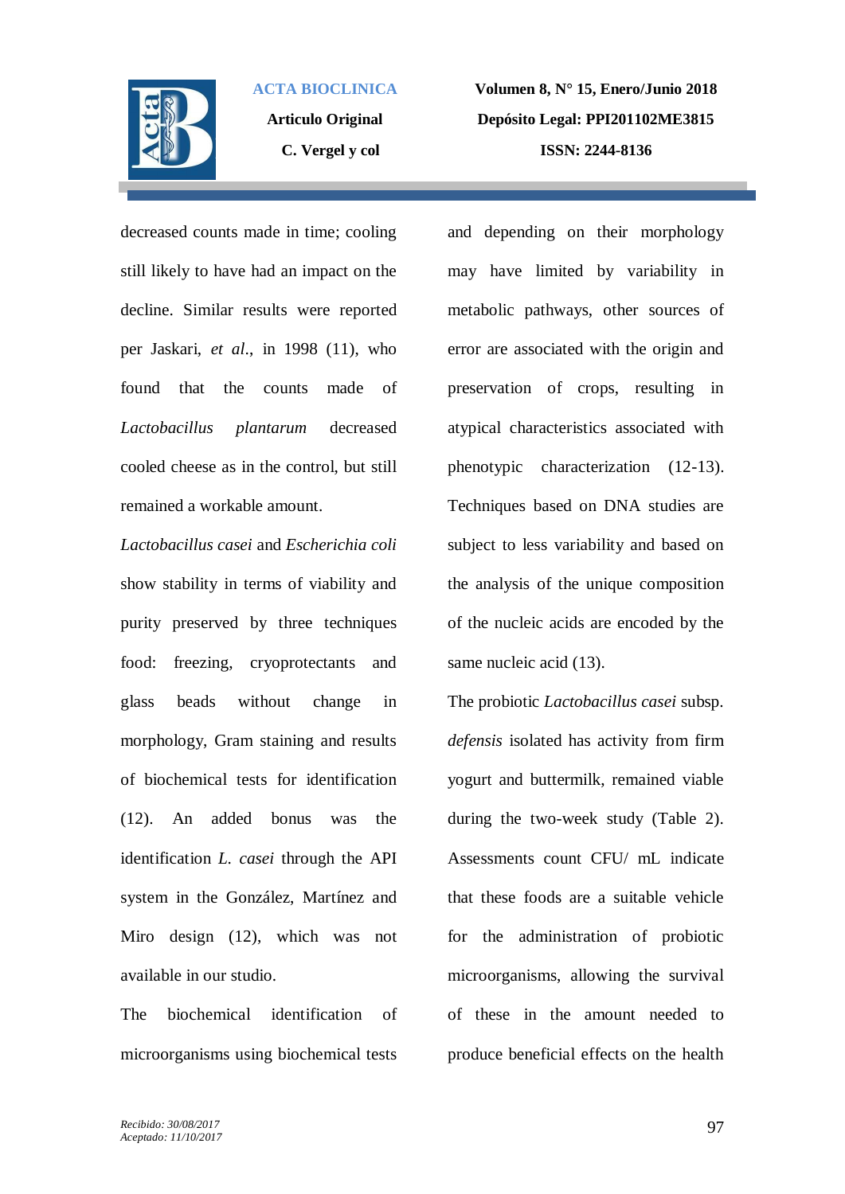decreased counts made in time; cooling still likely to have had an impact on the decline. Similar results were reported per Jaskari, *et al*., in 1998 (11), who found that the counts made of *Lactobacillus plantarum* decreased cooled cheese as in the control, but still remained a workable amount.

*Lactobacillus casei* and *Escherichia coli* show stability in terms of viability and purity preserved by three techniques food: freezing, cryoprotectants and glass beads without change in morphology, Gram staining and results of biochemical tests for identification (12). An added bonus was the identification *L. casei* through the API system in the González, Martínez and Miro design (12), which was not available in our studio.

The biochemical identification of microorganisms using biochemical tests and depending on their morphology may have limited by variability in metabolic pathways, other sources of error are associated with the origin and preservation of crops, resulting in atypical characteristics associated with phenotypic characterization (12-13). Techniques based on DNA studies are subject to less variability and based on the analysis of the unique composition of the nucleic acids are encoded by the same nucleic acid (13).

The probiotic *Lactobacillus casei* subsp. *defensis* isolated has activity from firm yogurt and buttermilk, remained viable during the two-week study (Table 2). Assessments count CFU/ mL indicate that these foods are a suitable vehicle for the administration of probiotic microorganisms, allowing the survival of these in the amount needed to produce beneficial effects on the health

*Recibido: 30/08/2017*
*Aceptado: 11/10/2017*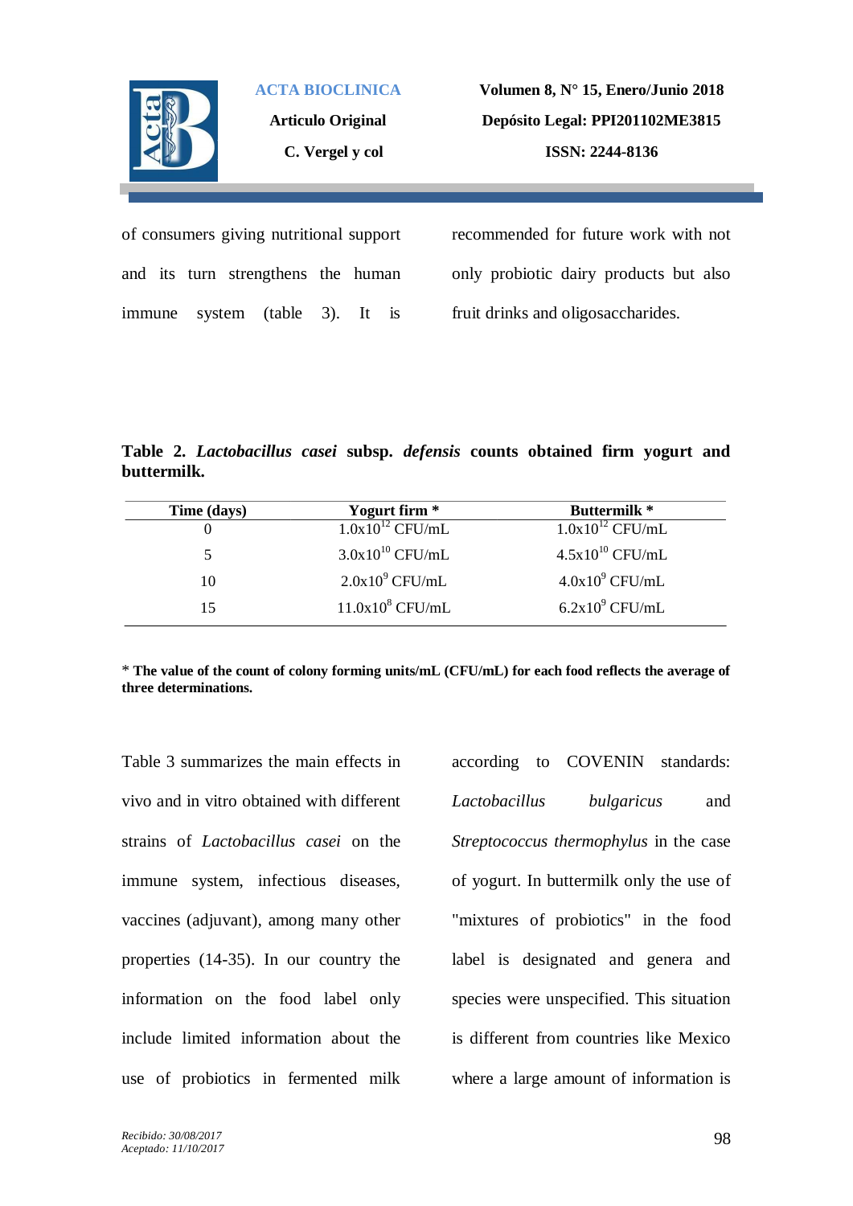of consumers giving nutritional support and its turn strengthens the human immune system (table 3). It is recommended for future work with not only probiotic dairy products but also fruit drinks and oligosaccharides.

**Table 2. *Lactobacillus casei* subsp. *defensis* counts obtained firm yogurt and buttermilk.**

| Time (days) | Yogurt firm * | Buttermilk * |
|---|---|---|
| 0 | $1.0x10^{12}$ CFU/mL | $1.0x10^{12}$ CFU/mL |
| 5 | $3.0x10^{10}$ CFU/mL | $4.5x10^{10}$ CFU/mL |
| 10 | $2.0x10^{9}$ CFU/mL | $4.0x10^{9}$ CFU/mL |
| 15 | $11.0x10^{8}$ CFU/mL | $6.2x10^{9}$ CFU/mL |

\* **The value of the count of colony forming units/mL (CFU/mL) for each food reflects the average of three determinations.**

Table 3 summarizes the main effects in vivo and in vitro obtained with different strains of *Lactobacillus casei* on the immune system, infectious diseases, vaccines (adjuvant), among many other properties (14-35). In our country the information on the food label only include limited information about the use of probiotics in fermented milk according to COVENIN standards: *Lactobacillus bulgaricus* and *Streptococcus thermophylus* in the case of yogurt. In buttermilk only the use of "mixtures of probiotics" in the food label is designated and genera and species were unspecified. This situation is different from countries like Mexico where a large amount of information is

*Recibido: 30/08/2017*
*Aceptado: 11/10/2017*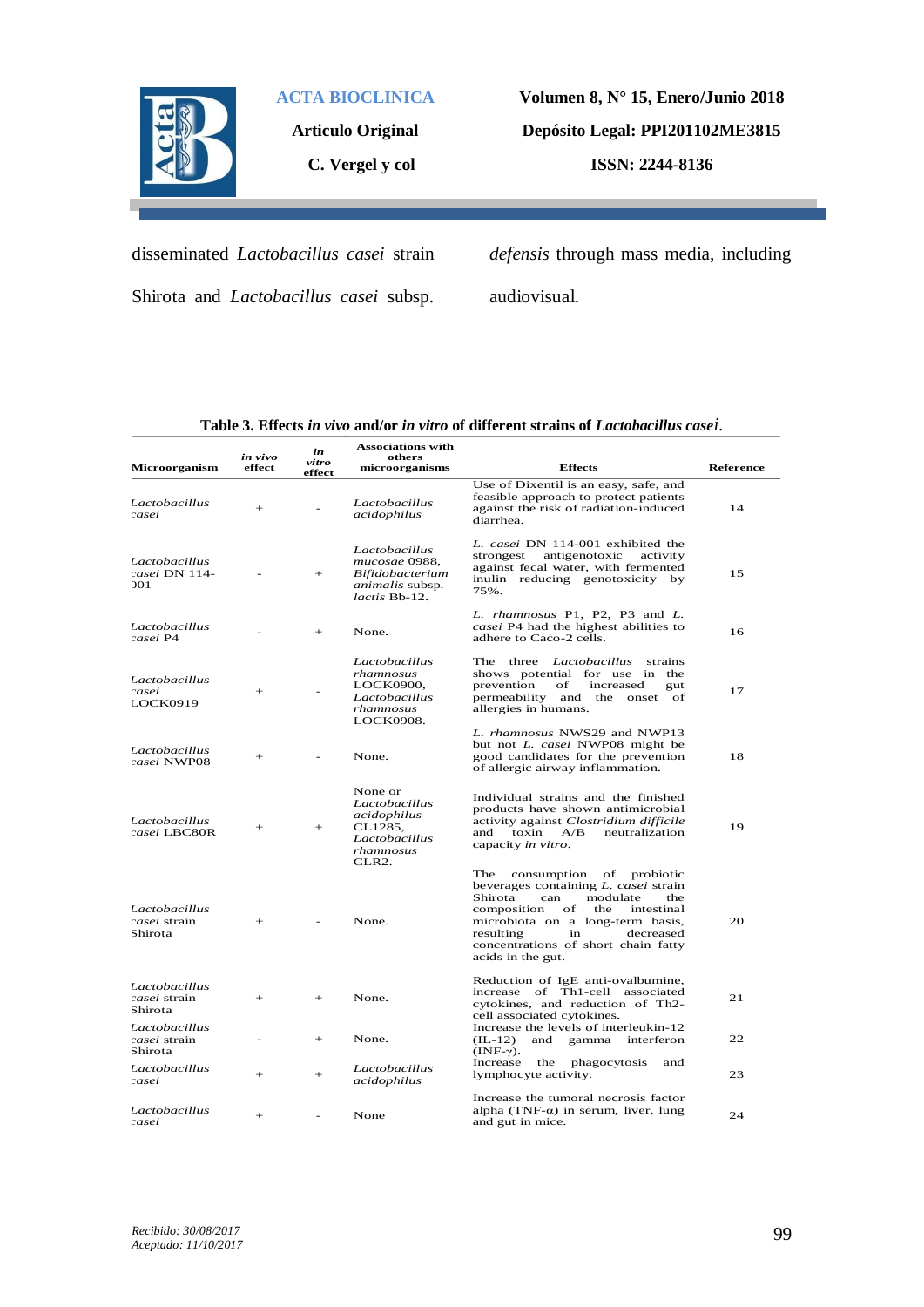disseminated *Lactobacillus casei* strain Shirota and *Lactobacillus casei* subsp. *defensis* through mass media, including audiovisual.

**Table 3. Effects *in vivo* and/or *in vitro* of different strains of *Lactobacillus casei*.**

| Microorganism | *in vivo* effect | *in vitro* effect | Associations with others microorganisms | Effects | Reference |
|---|---|---|---|---|---|
| *Lactobacillus casei* | + | - | *Lactobacillus acidophilus* | Use of Dixentil is an easy, safe, and feasible approach to protect patients against the risk of radiation-induced diarrhea. | 14 |
| *Lactobacillus casei* DN 114-001 | - | + | *Lactobacillus mucosae* 0988, *Bifidobacterium animalis* subsp. *lactis* Bb-12. | *L. casei* DN 114-001 exhibited the strongest antigenotoxic activity against fecal water, with fermented inulin reducing genotoxicity by 75%. | 15 |
| *Lactobacillus casei* P4 | - | + | None. | *L. rhamnosus* P1, P2, P3 and *L. casei* P4 had the highest abilities to adhere to Caco-2 cells. | 16 |
| *Lactobacillus casei* LOCK0919 | + | - | *Lactobacillus rhamnosus* LOCK0900, *Lactobacillus rhamnosus* LOCK0908. | The three *Lactobacillus* strains shows potential for use in the prevention of increased gut permeability and the onset of allergies in humans. | 17 |
| *Lactobacillus casei* NWP08 | + | - | None. | *L. rhamnosus* NWS29 and NWP13 but not *L. casei* NWP08 might be good candidates for the prevention of allergic airway inflammation. | 18 |
| *Lactobacillus casei* LBC80R | + | + | None or *Lactobacillus acidophilus* CL1285, *Lactobacillus rhamnosus* CLR2. | Individual strains and the finished products have shown antimicrobial activity against *Clostridium difficile* and toxin A/B neutralization capacity *in vitro*. | 19 |
| *Lactobacillus casei* strain Shirota | + | - | None. | The consumption of probiotic beverages containing *L. casei* strain Shirota can modulate the composition of the intestinal microbiota on a long-term basis, resulting in decreased concentrations of short chain fatty acids in the gut. | 20 |
| *Lactobacillus casei* strain Shirota | + | + | None. | Reduction of IgE anti-ovalbumine, increase of Th1-cell associated cytokines, and reduction of Th2-cell associated cytokines. | 21 |
| *Lactobacillus casei* strain Shirota | - | + | None. | Increase the levels of interleukin-12 (IL-12) and gamma interferon (INF-γ). | 22 |
| *Lactobacillus casei* | + | + | *Lactobacillus acidophilus* | Increase the phagocytosis and lymphocyte activity. | 23 |
| *Lactobacillus casei* | + | - | None | Increase the tumoral necrosis factor alpha (TNF-α) in serum, liver, lung and gut in mice. | 24 |

*Recibido: 30/08/2017*
*Aceptado: 11/10/2017*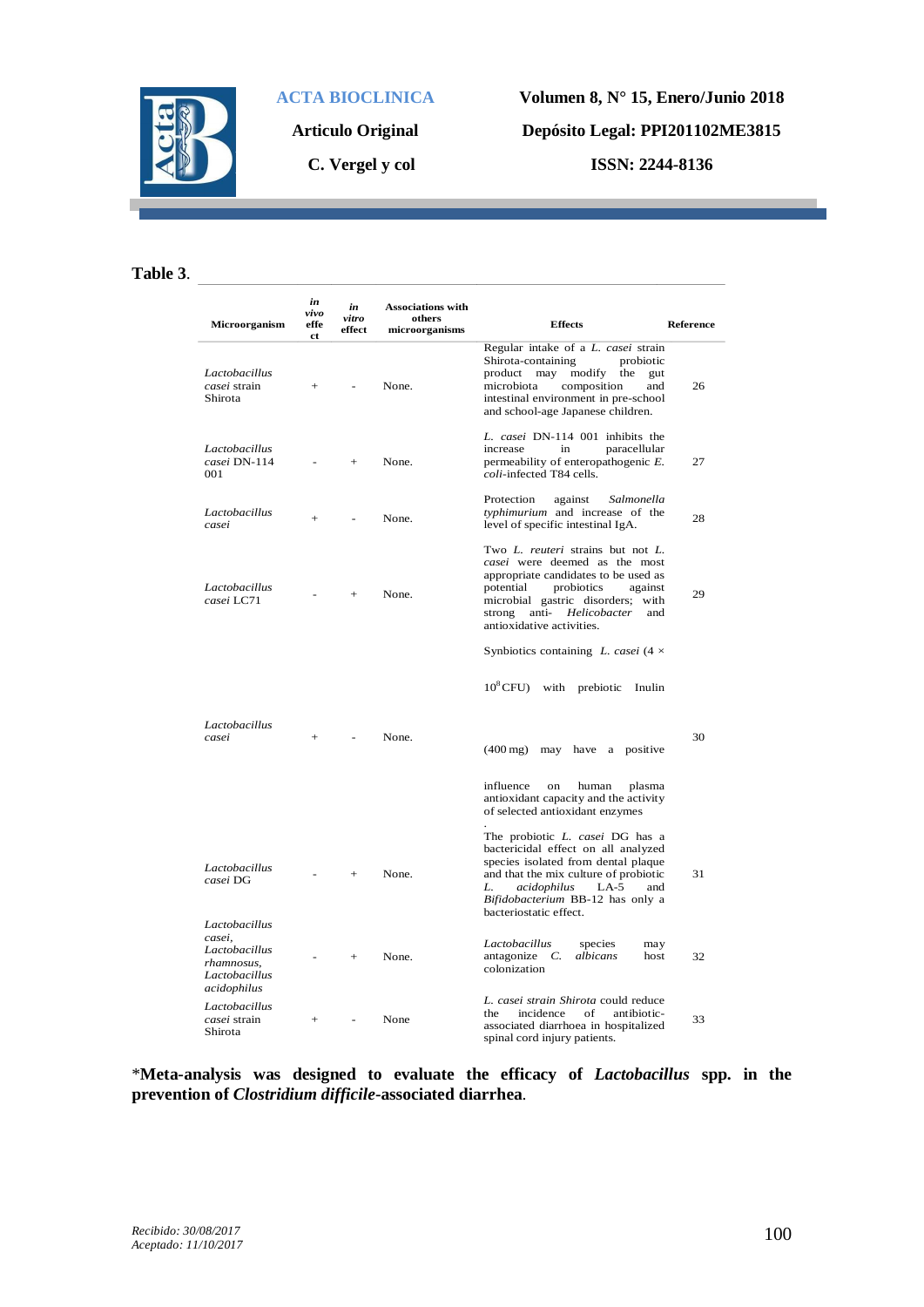**Table 3**.

| Microorganism | *in vivo* effect | *in vitro* effect | Associations with others microorganisms | Effects | Reference |
|---|---|---|---|---|---|
| *Lactobacillus casei* strain Shirota | + | - | None. | Regular intake of a *L. casei* strain Shirota-containing probiotic product may modify the gut microbiota composition and intestinal environment in pre-school and school-age Japanese children. | 26 |
| *Lactobacillus casei* DN-114 001 | - | + | None. | *L. casei* DN-114 001 inhibits the increase in paracellular permeability of enteropathogenic *E. coli*-infected T84 cells. | 27 |
| *Lactobacillus casei* | + | - | None. | Protection against *Salmonella typhimurium* and increase of the level of specific intestinal IgA. | 28 |
| *Lactobacillus casei* LC71 | - | + | None. | Two *L. reuteri* strains but not *L. casei* were deemed as the most appropriate candidates to be used as potential probiotics against microbial gastric disorders; with strong anti- *Helicobacter* and antioxidative activities. | 29 |
| *Lactobacillus casei* | + | - | None. | Synbiotics containing *L. casei* (4 × $10^8$ CFU) with prebiotic Inulin (400 mg) may have a positive influence on human plasma antioxidant capacity and the activity of selected antioxidant enzymes. | 30 |
| *Lactobacillus casei* DG | - | + | None. | The probiotic *L. casei* DG has a bactericidal effect on all analyzed species isolated from dental plaque and that the mix culture of probiotic *L. acidophilus* LA-5 and *Bifidobacterium* BB-12 has only a bacteriostatic effect. | 31 |
| *Lactobacillus casei*, *Lactobacillus rhamnosus*, *Lactobacillus acidophilus* | - | + | None. | *Lactobacillus* species may antagonize *C. albicans* host colonization | 32 |
| *Lactobacillus casei* strain Shirota | + | - | None | *L. casei strain Shirota* could reduce the incidence of antibiotic-associated diarrhoea in hospitalized spinal cord injury patients. | 33 |

*Meta-analysis was designed to evaluate the efficacy of *Lactobacillus* spp. in the prevention of *Clostridium difficile*-associated diarrhea.**

*Recibido: 30/08/2017*
*Aceptado: 11/10/2017*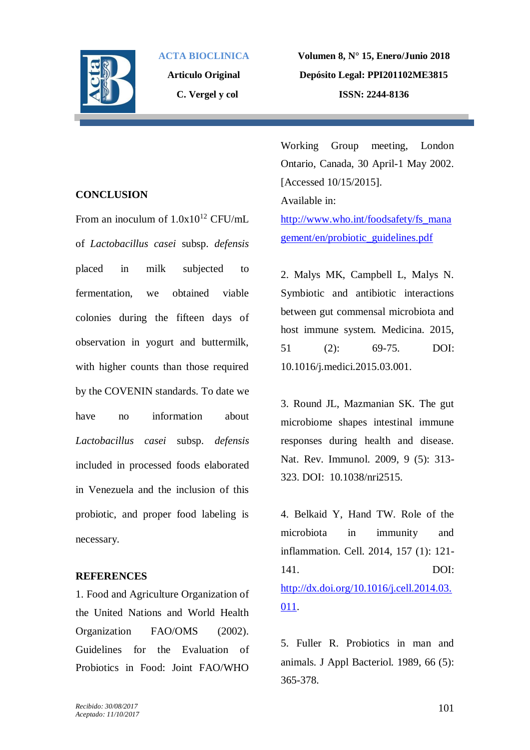## CONCLUSION

From an inoculum of $1.0x10^{12}$ CFU/mL of *Lactobacillus casei* subsp. *defensis* placed in milk subjected to fermentation, we obtained viable colonies during the fifteen days of observation in yogurt and buttermilk, with higher counts than those required by the COVENIN standards. To date we have no information about *Lactobacillus casei* subsp. *defensis* included in processed foods elaborated in Venezuela and the inclusion of this probiotic, and proper food labeling is necessary.

## REFERENCES

1. Food and Agriculture Organization of the United Nations and World Health Organization FAO/OMS (2002). Guidelines for the Evaluation of Probiotics in Food: Joint FAO/WHO Working Group meeting, London Ontario, Canada, 30 April-1 May 2002. [Accessed 10/15/2015]. Available in: http://www.who.int/foodsafety/fs_management/en/probiotic_guidelines.pdf

2. Malys MK, Campbell L, Malys N. Symbiotic and antibiotic interactions between gut commensal microbiota and host immune system. Medicina. 2015, 51 (2): 69-75. DOI: 10.1016/j.medici.2015.03.001.

3. Round JL, Mazmanian SK. The gut microbiome shapes intestinal immune responses during health and disease. Nat. Rev. Immunol. 2009, 9 (5): 313-323. DOI: 10.1038/nri2515.

4. Belkaid Y, Hand TW. Role of the microbiota in immunity and inflammation. Cell. 2014, 157 (1): 121-141. DOI: http://dx.doi.org/10.1016/j.cell.2014.03.011.

5. Fuller R. Probiotics in man and animals. J Appl Bacteriol. 1989, 66 (5): 365-378.

*Recibido: 30/08/2017*
*Aceptado: 11/10/2017*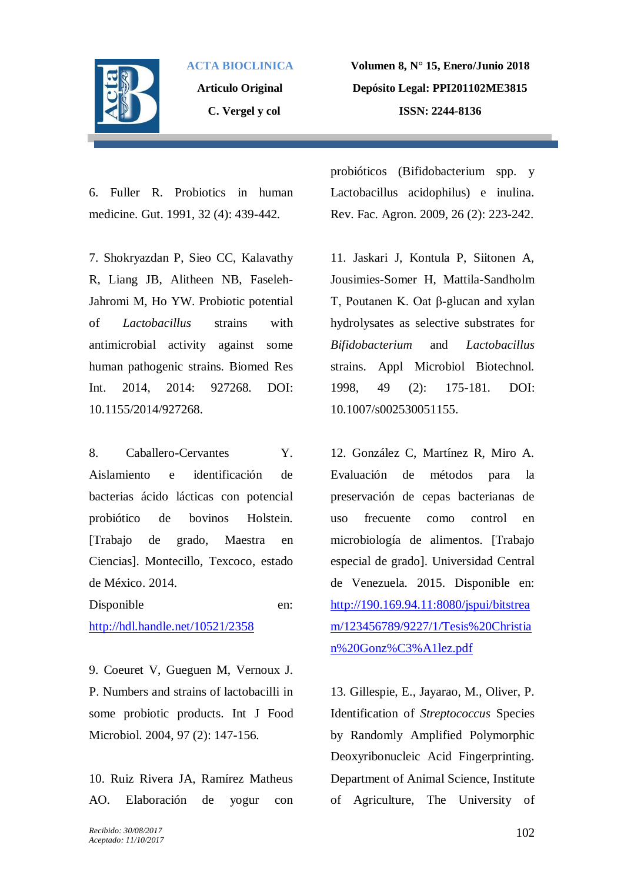6. Fuller R. Probiotics in human medicine. Gut. 1991, 32 (4): 439-442.

7. Shokryazdan P, Sieo CC, Kalavathy R, Liang JB, Alitheen NB, Faseleh-Jahromi M, Ho YW. Probiotic potential of *Lactobacillus* strains with antimicrobial activity against some human pathogenic strains. Biomed Res Int. 2014, 2014: 927268. DOI: 10.1155/2014/927268.

8. Caballero-Cervantes Y. Aislamiento e identificación de bacterias ácido lácticas con potencial probiótico de bovinos Holstein. [Trabajo de grado, Maestra en Ciencias]. Montecillo, Texcoco, estado de México. 2014. Disponible en: http://hdl.handle.net/10521/2358

9. Coeuret V, Gueguen M, Vernoux J. P. Numbers and strains of lactobacilli in some probiotic products. Int J Food Microbiol. 2004, 97 (2): 147-156.

10. Ruiz Rivera JA, Ramírez Matheus AO. Elaboración de yogur con probióticos (Bifidobacterium spp. y Lactobacillus acidophilus) e inulina. Rev. Fac. Agron. 2009, 26 (2): 223-242.

11. Jaskari J, Kontula P, Siitonen A, Jousimies-Somer H, Mattila-Sandholm T, Poutanen K. Oat β-glucan and xylan hydrolysates as selective substrates for *Bifidobacterium* and *Lactobacillus* strains. Appl Microbiol Biotechnol. 1998, 49 (2): 175-181. DOI: 10.1007/s002530051155.

12. González C, Martínez R, Miro A. Evaluación de métodos para la preservación de cepas bacterianas de uso frecuente como control en microbiología de alimentos. [Trabajo especial de grado]. Universidad Central de Venezuela. 2015. Disponible en: http://190.169.94.11:8080/jspui/bitstream/123456789/9227/1/Tesis%20Christian%20Gonz%C3%A1lez.pdf

13. Gillespie, E., Jayarao, M., Oliver, P. Identification of *Streptococcus* Species by Randomly Amplified Polymorphic Deoxyribonucleic Acid Fingerprinting. Department of Animal Science, Institute of Agriculture, The University of

Recibido: 30/08/2017
Aceptado: 11/10/2017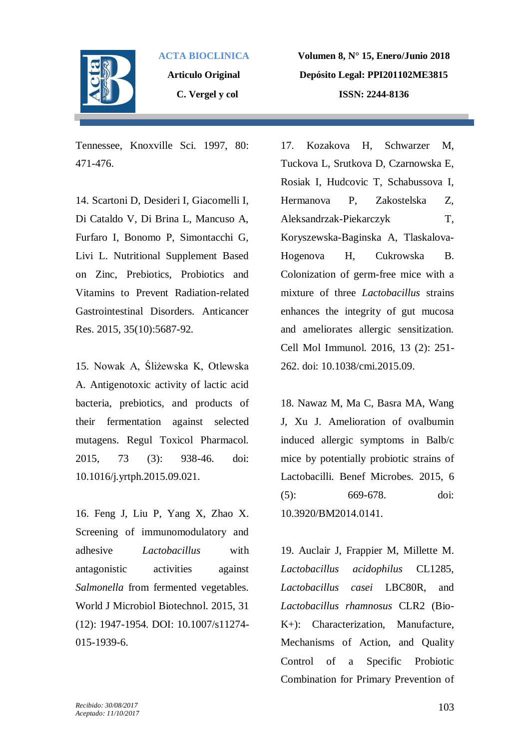Tennessee, Knoxville Sci. 1997, 80: 471-476.

14. Scartoni D, Desideri I, Giacomelli I, Di Cataldo V, Di Brina L, Mancuso A, Furfaro I, Bonomo P, Simontacchi G, Livi L. Nutritional Supplement Based on Zinc, Prebiotics, Probiotics and Vitamins to Prevent Radiation-related Gastrointestinal Disorders. Anticancer Res. 2015, 35(10):5687-92.

15. Nowak A, Śliżewska K, Otlewska A. Antigenotoxic activity of lactic acid bacteria, prebiotics, and products of their fermentation against selected mutagens. Regul Toxicol Pharmacol. 2015, 73 (3): 938-46. doi: 10.1016/j.yrtph.2015.09.021.

16. Feng J, Liu P, Yang X, Zhao X. Screening of immunomodulatory and adhesive *Lactobacillus* with antagonistic activities against *Salmonella* from fermented vegetables. World J Microbiol Biotechnol. 2015, 31 (12): 1947-1954. DOI: 10.1007/s11274-015-1939-6.

17. Kozakova H, Schwarzer M, Tuckova L, Srutkova D, Czarnowska E, Rosiak I, Hudcovic T, Schabussova I, Hermanova P, Zakostelska Z, Aleksandrzak-Piekarczyk T, Koryszewska-Baginska A, Tlaskalova-Hogenova H, Cukrowska B. Colonization of germ-free mice with a mixture of three *Lactobacillus* strains enhances the integrity of gut mucosa and ameliorates allergic sensitization. Cell Mol Immunol. 2016, 13 (2): 251-262. doi: 10.1038/cmi.2015.09.

18. Nawaz M, Ma C, Basra MA, Wang J, Xu J. Amelioration of ovalbumin induced allergic symptoms in Balb/c mice by potentially probiotic strains of Lactobacilli. Benef Microbes. 2015, 6 (5): 669-678. doi: 10.3920/BM2014.0141.

19. Auclair J, Frappier M, Millette M. *Lactobacillus acidophilus* CL1285, *Lactobacillus casei* LBC80R, and *Lactobacillus rhamnosus* CLR2 (Bio-K+): Characterization, Manufacture, Mechanisms of Action, and Quality Control of a Specific Probiotic Combination for Primary Prevention of

*Recibido: 30/08/2017*
*Aceptado: 11/10/2017*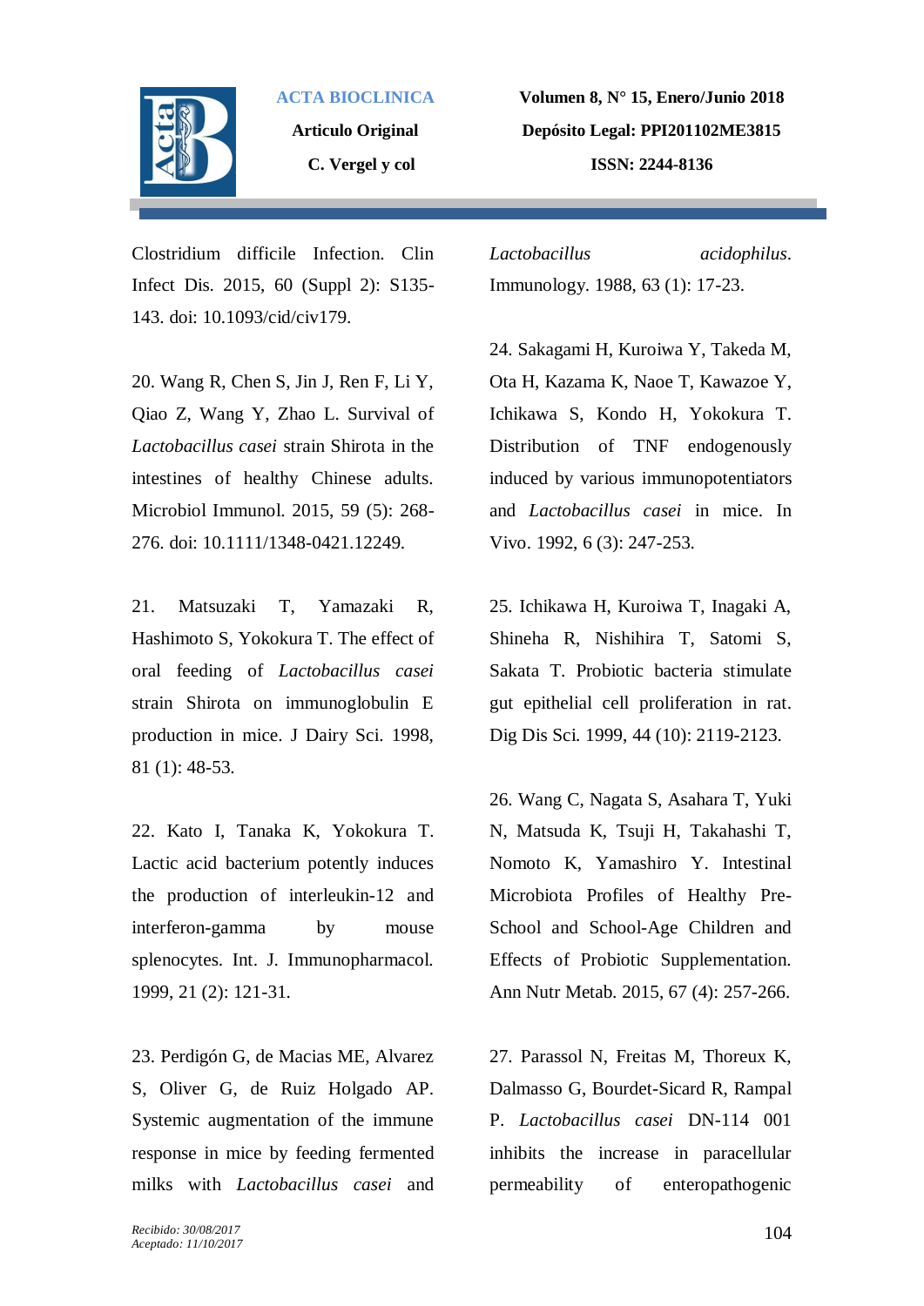Clostridium difficile Infection. Clin Infect Dis. 2015, 60 (Suppl 2): S135-143. doi: 10.1093/cid/civ179.

20. Wang R, Chen S, Jin J, Ren F, Li Y, Qiao Z, Wang Y, Zhao L. Survival of *Lactobacillus casei* strain Shirota in the intestines of healthy Chinese adults. Microbiol Immunol. 2015, 59 (5): 268-276. doi: 10.1111/1348-0421.12249.

21. Matsuzaki T, Yamazaki R, Hashimoto S, Yokokura T. The effect of oral feeding of *Lactobacillus casei* strain Shirota on immunoglobulin E production in mice. J Dairy Sci. 1998, 81 (1): 48-53.

22. Kato I, Tanaka K, Yokokura T. Lactic acid bacterium potently induces the production of interleukin-12 and interferon-gamma by mouse splenocytes. Int. J. Immunopharmacol. 1999, 21 (2): 121-31.

23. Perdigón G, de Macias ME, Alvarez S, Oliver G, de Ruiz Holgado AP. Systemic augmentation of the immune response in mice by feeding fermented milks with *Lactobacillus casei* and *Lactobacillus acidophilus*. Immunology. 1988, 63 (1): 17-23.

24. Sakagami H, Kuroiwa Y, Takeda M, Ota H, Kazama K, Naoe T, Kawazoe Y, Ichikawa S, Kondo H, Yokokura T. Distribution of TNF endogenously induced by various immunopotentiators and *Lactobacillus casei* in mice. In Vivo. 1992, 6 (3): 247-253.

25. Ichikawa H, Kuroiwa T, Inagaki A, Shineha R, Nishihira T, Satomi S, Sakata T. Probiotic bacteria stimulate gut epithelial cell proliferation in rat. Dig Dis Sci. 1999, 44 (10): 2119-2123.

26. Wang C, Nagata S, Asahara T, Yuki N, Matsuda K, Tsuji H, Takahashi T, Nomoto K, Yamashiro Y. Intestinal Microbiota Profiles of Healthy Pre-School and School-Age Children and Effects of Probiotic Supplementation. Ann Nutr Metab. 2015, 67 (4): 257-266.

27. Parassol N, Freitas M, Thoreux K, Dalmasso G, Bourdet-Sicard R, Rampal P. *Lactobacillus casei* DN-114 001 inhibits the increase in paracellular permeability of enteropathogenic

*Recibido: 30/08/2017*
*Aceptado: 11/10/2017*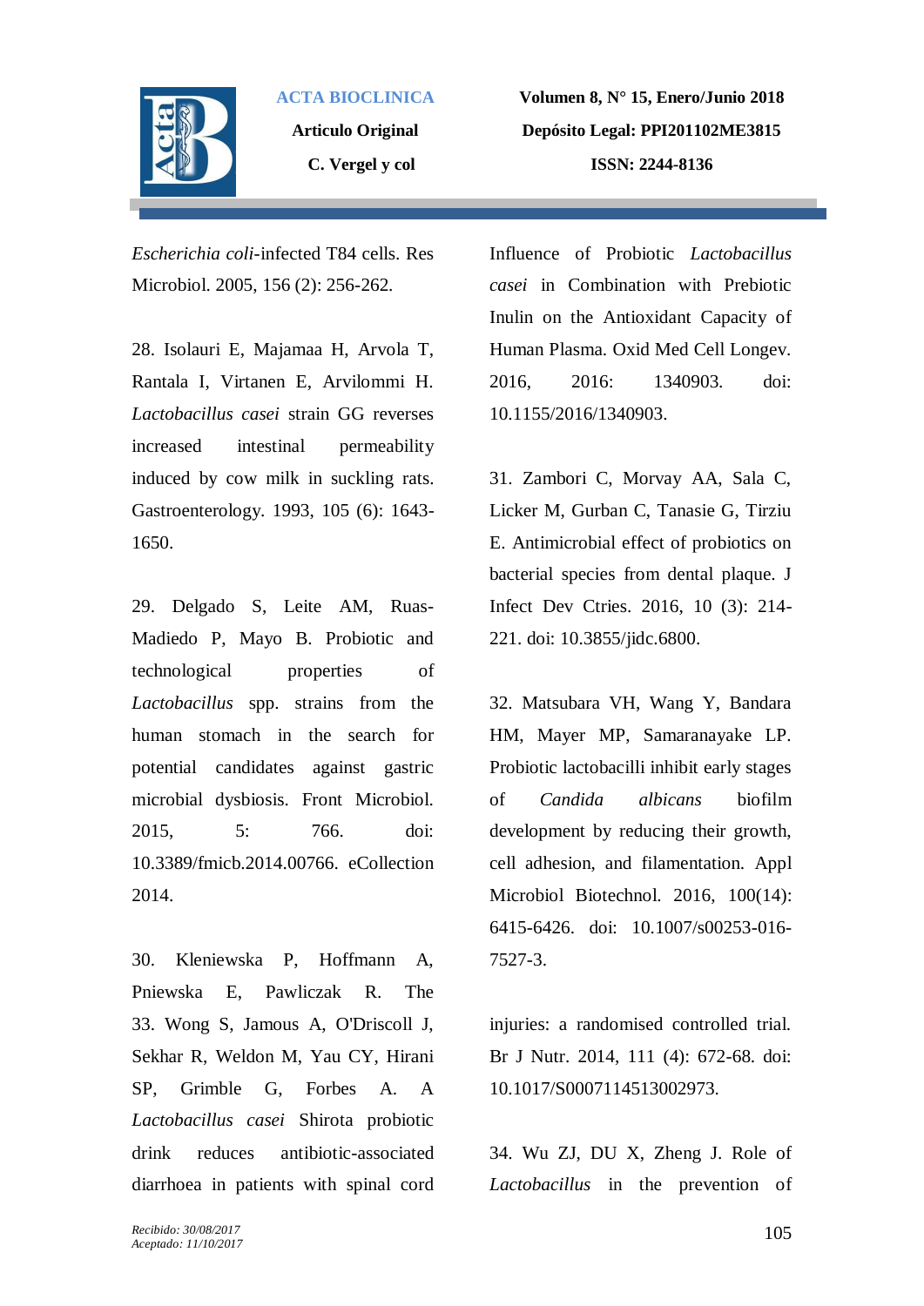*Escherichia coli*-infected T84 cells. Res Microbiol. 2005, 156 (2): 256-262.

28. Isolauri E, Majamaa H, Arvola T, Rantala I, Virtanen E, Arvilommi H. *Lactobacillus casei* strain GG reverses increased intestinal permeability induced by cow milk in suckling rats. Gastroenterology. 1993, 105 (6): 1643-1650.

29. Delgado S, Leite AM, Ruas-Madiedo P, Mayo B. Probiotic and technological properties of *Lactobacillus* spp. strains from the human stomach in the search for potential candidates against gastric microbial dysbiosis. Front Microbiol. 2015, 5: 766. doi: 10.3389/fmicb.2014.00766. eCollection 2014.

30. Kleniewska P, Hoffmann A, Pniewska E, Pawliczak R. The Influence of Probiotic *Lactobacillus casei* in Combination with Prebiotic Inulin on the Antioxidant Capacity of Human Plasma. Oxid Med Cell Longev. 2016, 2016: 1340903. doi: 10.1155/2016/1340903.

31. Zambori C, Morvay AA, Sala C, Licker M, Gurban C, Tanasie G, Tirziu E. Antimicrobial effect of probiotics on bacterial species from dental plaque. J Infect Dev Ctries. 2016, 10 (3): 214-221. doi: 10.3855/jidc.6800.

32. Matsubara VH, Wang Y, Bandara HM, Mayer MP, Samaranayake LP. Probiotic lactobacilli inhibit early stages of *Candida albicans* biofilm development by reducing their growth, cell adhesion, and filamentation. Appl Microbiol Biotechnol. 2016, 100(14): 6415-6426. doi: 10.1007/s00253-016-7527-3.

33. Wong S, Jamous A, O'Driscoll J, Sekhar R, Weldon M, Yau CY, Hirani SP, Grimble G, Forbes A. A *Lactobacillus casei* Shirota probiotic drink reduces antibiotic-associated diarrhoea in patients with spinal cord injuries: a randomised controlled trial. Br J Nutr. 2014, 111 (4): 672-68. doi: 10.1017/S0007114513002973.

34. Wu ZJ, DU X, Zheng J. Role of *Lactobacillus* in the prevention of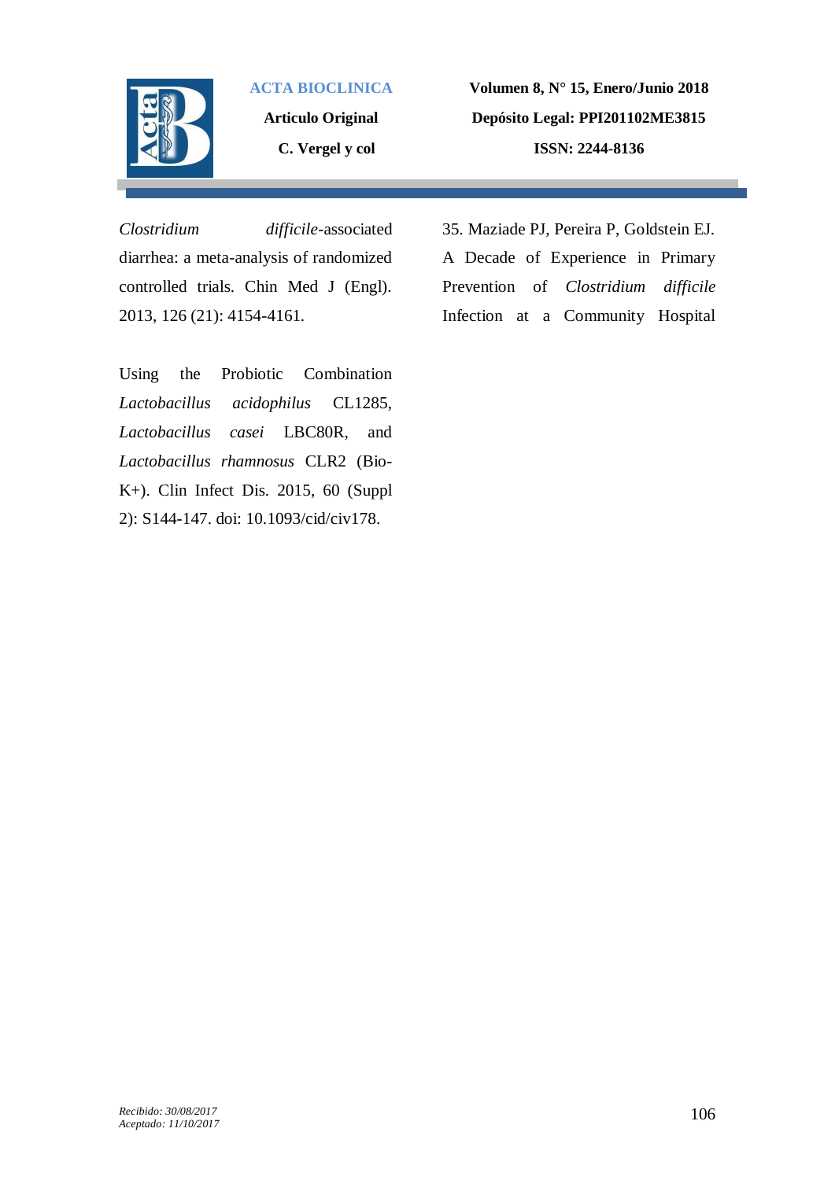*Clostridium difficile*-associated diarrhea: a meta-analysis of randomized controlled trials. Chin Med J (Engl). 2013, 126 (21): 4154-4161.

Using the Probiotic Combination *Lactobacillus acidophilus* CL1285, *Lactobacillus casei* LBC80R, and *Lactobacillus rhamnosus* CLR2 (Bio-K+). Clin Infect Dis. 2015, 60 (Suppl 2): S144-147. doi: 10.1093/cid/civ178.

35. Maziade PJ, Pereira P, Goldstein EJ. A Decade of Experience in Primary Prevention of *Clostridium difficile* Infection at a Community Hospital

*Recibido: 30/08/2017*
*Aceptado: 11/10/2017*